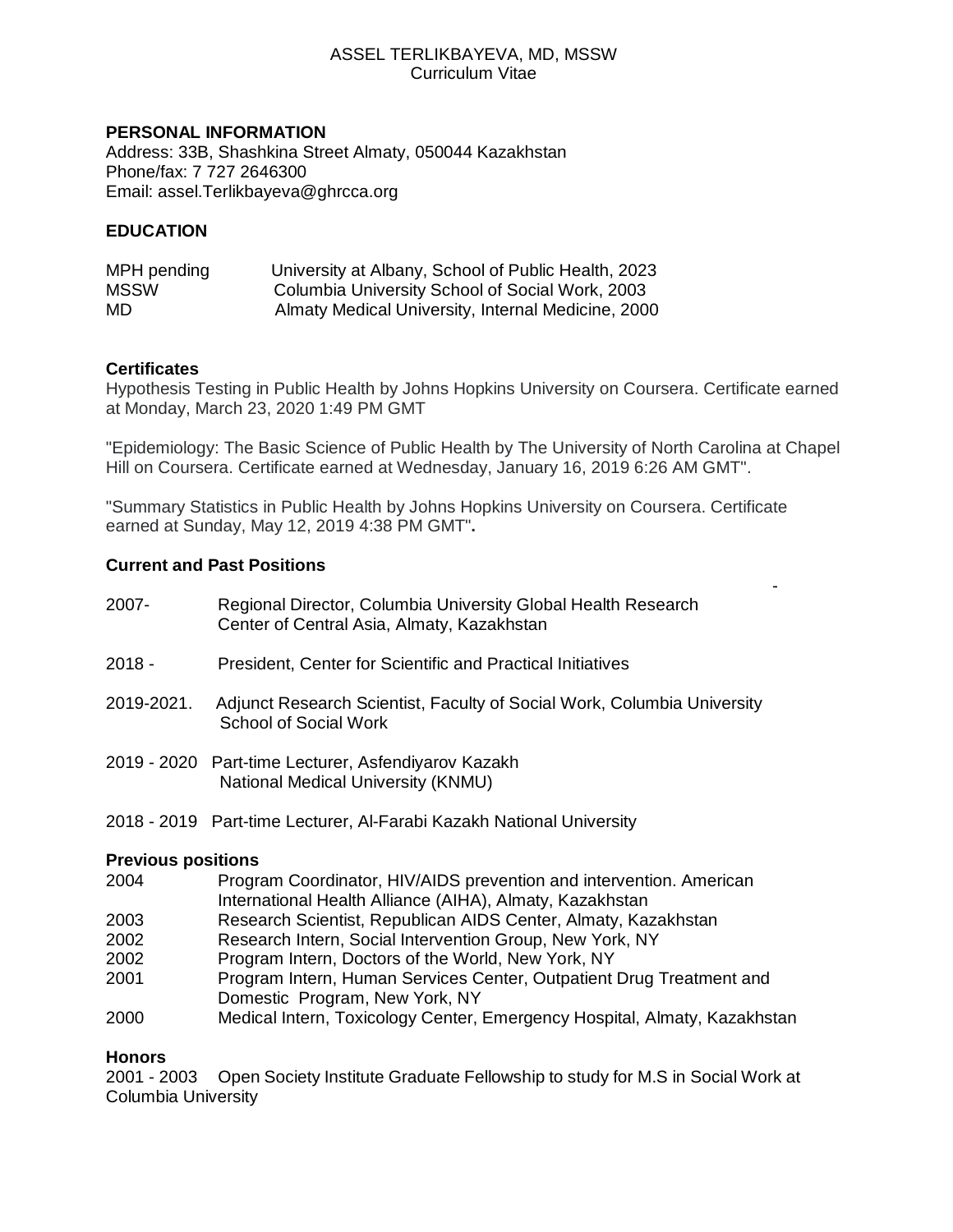ASSEL TERLIKBAYEVA, MD, MSSW
Curriculum Vitae

## PERSONAL INFORMATION

Address: 33B, Shashkina Street Almaty, 050044 Kazakhstan
Phone/fax: 7 727 2646300
Email: assel.Terlikbayeva@ghrcca.org

## EDUCATION

| | |
|---|---|
| MPH pending | University at Albany, School of Public Health, 2023 |
| MSSW | Columbia University School of Social Work, 2003 |
| MD | Almaty Medical University, Internal Medicine, 2000 |

### Certificates

Hypothesis Testing in Public Health by Johns Hopkins University on Coursera. Certificate earned at Monday, March 23, 2020 1:49 PM GMT

"Epidemiology: The Basic Science of Public Health by The University of North Carolina at Chapel Hill on Coursera. Certificate earned at Wednesday, January 16, 2019 6:26 AM GMT".

"Summary Statistics in Public Health by Johns Hopkins University on Coursera. Certificate earned at Sunday, May 12, 2019 4:38 PM GMT"**.**

### Current and Past Positions

2007- Regional Director, Columbia University Global Health Research Center of Central Asia, Almaty, Kazakhstan

2018 - President, Center for Scientific and Practical Initiatives

2019-2021. Adjunct Research Scientist, Faculty of Social Work, Columbia University School of Social Work

2019 - 2020 Part-time Lecturer, Asfendiyarov Kazakh National Medical University (KNMU)

2018 - 2019 Part-time Lecturer, Al-Farabi Kazakh National University

### Previous positions

| | |
|---|---|
| 2004 | Program Coordinator, HIV/AIDS prevention and intervention. American International Health Alliance (AIHA), Almaty, Kazakhstan |
| 2003 | Research Scientist, Republican AIDS Center, Almaty, Kazakhstan |
| 2002 | Research Intern, Social Intervention Group, New York, NY |
| 2002 | Program Intern, Doctors of the World, New York, NY |
| 2001 | Program Intern, Human Services Center, Outpatient Drug Treatment and Domestic Program, New York, NY |
| 2000 | Medical Intern, Toxicology Center, Emergency Hospital, Almaty, Kazakhstan |

### Honors

2001 - 2003 Open Society Institute Graduate Fellowship to study for M.S in Social Work at Columbia University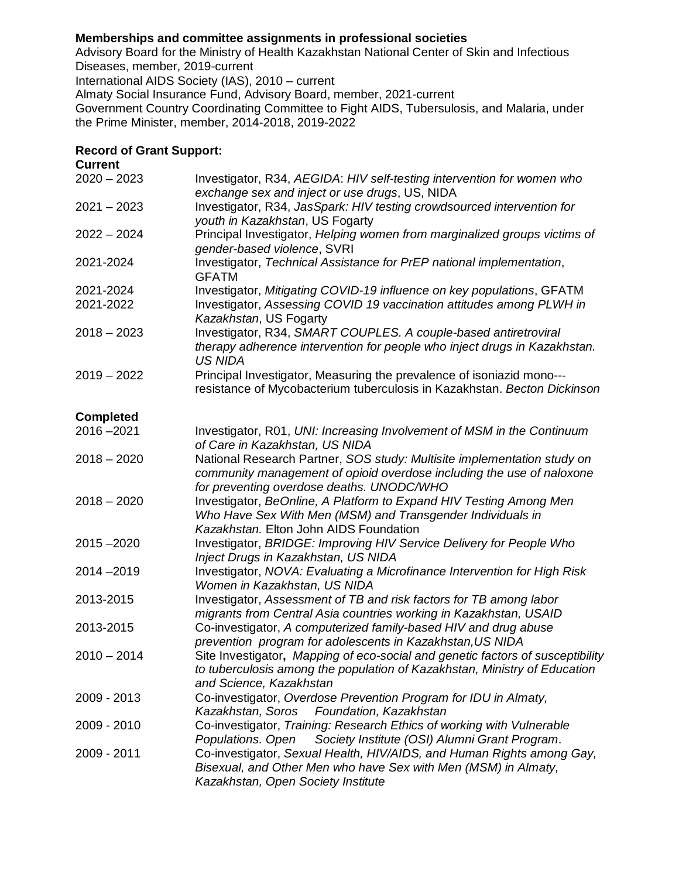**Memberships and committee assignments in professional societies**

Advisory Board for the Ministry of Health Kazakhstan National Center of Skin and Infectious Diseases, member, 2019-current

International AIDS Society (IAS), 2010 – current

Almaty Social Insurance Fund, Advisory Board, member, 2021-current

Government Country Coordinating Committee to Fight AIDS, Tubersulosis, and Malaria, under the Prime Minister, member, 2014-2018, 2019-2022

**Record of Grant Support:**

**Current**

| | |
|---|---|
| 2020 – 2023 | Investigator, R34, *AEGIDA*: *HIV self-testing intervention for women who exchange sex and inject or use drugs*, US, NIDA |
| 2021 – 2023 | Investigator, R34, *JasSpark: HIV testing crowdsourced intervention for youth in Kazakhstan*, US Fogarty |
| 2022 – 2024 | Principal Investigator, *Helping women from marginalized groups victims of gender-based violence*, SVRI |
| 2021-2024 | Investigator, *Technical Assistance for PrEP national implementation*, GFATM |
| 2021-2024 | Investigator, *Mitigating COVID-19 influence on key populations*, GFATM |
| 2021-2022 | Investigator, *Assessing COVID 19 vaccination attitudes among PLWH in Kazakhstan*, US Fogarty |
| 2018 – 2023 | Investigator, R34, *SMART COUPLES. A couple-based antiretroviral therapy adherence intervention for people who inject drugs in Kazakhstan. US NIDA* |
| 2019 – 2022 | Principal Investigator, Measuring the prevalence of isoniazid mono---resistance of Mycobacterium tuberculosis in Kazakhstan. *Becton Dickinson* |

**Completed**

| | |
|---|---|
| 2016 –2021 | Investigator, R01, *UNI: Increasing Involvement of MSM in the Continuum of Care in Kazakhstan, US NIDA* |
| 2018 – 2020 | National Research Partner, *SOS study: Multisite implementation study on community management of opioid overdose including the use of naloxone for preventing overdose deaths. UNODC/WHO* |
| 2018 – 2020 | Investigator, *BeOnline, A Platform to Expand HIV Testing Among Men Who Have Sex With Men (MSM) and Transgender Individuals in Kazakhstan.* Elton John AIDS Foundation |
| 2015 –2020 | Investigator, *BRIDGE: Improving HIV Service Delivery for People Who Inject Drugs in Kazakhstan, US NIDA* |
| 2014 –2019 | Investigator, *NOVA: Evaluating a Microfinance Intervention for High Risk Women in Kazakhstan, US NIDA* |
| 2013-2015 | Investigator, *Assessment of TB and risk factors for TB among labor migrants from Central Asia countries working in Kazakhstan, USAID* |
| 2013-2015 | Co-investigator, *A computerized family-based HIV and drug abuse prevention program for adolescents in Kazakhstan,US NIDA* |
| 2010 – 2014 | Site Investigator**,** *Mapping of eco-social and genetic factors of susceptibility to tuberculosis among the population of Kazakhstan, Ministry of Education and Science, Kazakhstan* |
| 2009 - 2013 | Co-investigator, *Overdose Prevention Program for IDU in Almaty, Kazakhstan, Soros Foundation, Kazakhstan* |
| 2009 - 2010 | Co-investigator, *Training: Research Ethics of working with Vulnerable Populations. Open Society Institute (OSI) Alumni Grant Program*. |
| 2009 - 2011 | Co-investigator, *Sexual Health, HIV/AIDS, and Human Rights among Gay, Bisexual, and Other Men who have Sex with Men (MSM) in Almaty, Kazakhstan, Open Society Institute* |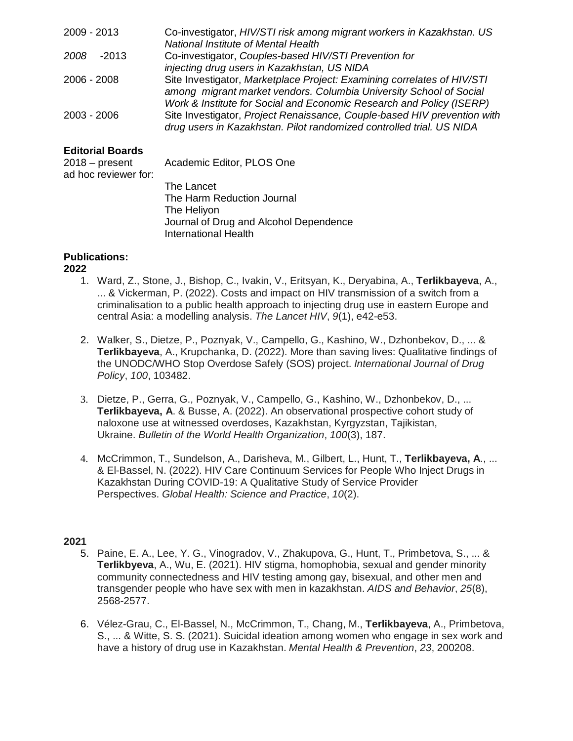| | |
|---|---|
| 2009 - 2013 | Co-investigator, *HIV/STI risk among migrant workers in Kazakhstan. US National Institute of Mental Health* |
| *2008* -2013 | Co-investigator, *Couples-based HIV/STI Prevention for injecting drug users in Kazakhstan, US NIDA* |
| 2006 - 2008 | Site Investigator, *Marketplace Project: Examining correlates of HIV/STI among migrant market vendors. Columbia University School of Social Work & Institute for Social and Economic Research and Policy (ISERP)* |
| 2003 - 2006 | Site Investigator, *Project Renaissance, Couple-based HIV prevention with drug users in Kazakhstan. Pilot randomized controlled trial. US NIDA* |

**Editorial Boards**

2018 – present Academic Editor, PLOS One

ad hoc reviewer for:

- The Lancet
- The Harm Reduction Journal
- The Heliyon
- Journal of Drug and Alcohol Dependence
- International Health

**Publications:**

**2022**

1. Ward, Z., Stone, J., Bishop, C., Ivakin, V., Eritsyan, K., Deryabina, A., **Terlikbayeva**, A., ... & Vickerman, P. (2022). Costs and impact on HIV transmission of a switch from a criminalisation to a public health approach to injecting drug use in eastern Europe and central Asia: a modelling analysis. *The Lancet HIV*, *9*(1), e42-e53.

2. Walker, S., Dietze, P., Poznyak, V., Campello, G., Kashino, W., Dzhonbekov, D., ... & **Terlikbayeva**, A., Krupchanka, D. (2022). More than saving lives: Qualitative findings of the UNODC/WHO Stop Overdose Safely (SOS) project. *International Journal of Drug Policy*, *100*, 103482.

3. Dietze, P., Gerra, G., Poznyak, V., Campello, G., Kashino, W., Dzhonbekov, D., ... **Terlikbayeva, A**. & Busse, A. (2022). An observational prospective cohort study of naloxone use at witnessed overdoses, Kazakhstan, Kyrgyzstan, Tajikistan, Ukraine. *Bulletin of the World Health Organization*, *100*(3), 187.

4. McCrimmon, T., Sundelson, A., Darisheva, M., Gilbert, L., Hunt, T., **Terlikbayeva, A**., ... & El-Bassel, N. (2022). HIV Care Continuum Services for People Who Inject Drugs in Kazakhstan During COVID-19: A Qualitative Study of Service Provider Perspectives. *Global Health: Science and Practice*, *10*(2).

**2021**

5. Paine, E. A., Lee, Y. G., Vinogradov, V., Zhakupova, G., Hunt, T., Primbetova, S., ... & **Terlikbyeva**, A., Wu, E. (2021). HIV stigma, homophobia, sexual and gender minority community connectedness and HIV testing among gay, bisexual, and other men and transgender people who have sex with men in kazakhstan. *AIDS and Behavior*, *25*(8), 2568-2577.

6. Vélez-Grau, C., El-Bassel, N., McCrimmon, T., Chang, M., **Terlikbayeva**, A., Primbetova, S., ... & Witte, S. S. (2021). Suicidal ideation among women who engage in sex work and have a history of drug use in Kazakhstan. *Mental Health & Prevention*, *23*, 200208.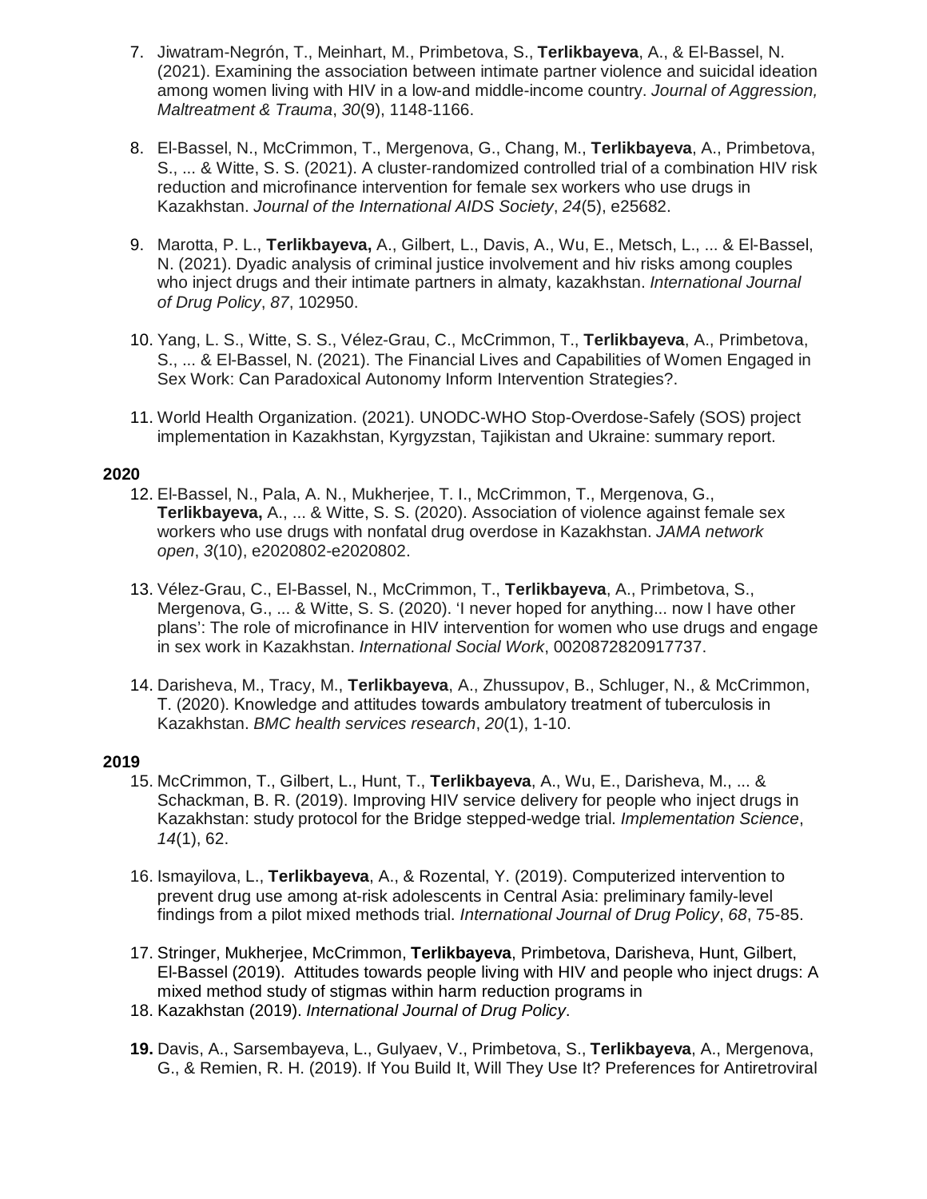7. Jiwatram-Negrón, T., Meinhart, M., Primbetova, S., **Terlikbayeva**, A., & El-Bassel, N. (2021). Examining the association between intimate partner violence and suicidal ideation among women living with HIV in a low-and middle-income country. *Journal of Aggression, Maltreatment & Trauma*, *30*(9), 1148-1166.

8. El-Bassel, N., McCrimmon, T., Mergenova, G., Chang, M., **Terlikbayeva**, A., Primbetova, S., ... & Witte, S. S. (2021). A cluster-randomized controlled trial of a combination HIV risk reduction and microfinance intervention for female sex workers who use drugs in Kazakhstan. *Journal of the International AIDS Society*, *24*(5), e25682.

9. Marotta, P. L., **Terlikbayeva,** A., Gilbert, L., Davis, A., Wu, E., Metsch, L., ... & El-Bassel, N. (2021). Dyadic analysis of criminal justice involvement and hiv risks among couples who inject drugs and their intimate partners in almaty, kazakhstan. *International Journal of Drug Policy*, *87*, 102950.

10. Yang, L. S., Witte, S. S., Vélez-Grau, C., McCrimmon, T., **Terlikbayeva**, A., Primbetova, S., ... & El-Bassel, N. (2021). The Financial Lives and Capabilities of Women Engaged in Sex Work: Can Paradoxical Autonomy Inform Intervention Strategies?.

11. World Health Organization. (2021). UNODC-WHO Stop-Overdose-Safely (SOS) project implementation in Kazakhstan, Kyrgyzstan, Tajikistan and Ukraine: summary report.

**2020**

12. El-Bassel, N., Pala, A. N., Mukherjee, T. I., McCrimmon, T., Mergenova, G., **Terlikbayeva,** A., ... & Witte, S. S. (2020). Association of violence against female sex workers who use drugs with nonfatal drug overdose in Kazakhstan. *JAMA network open*, *3*(10), e2020802-e2020802.

13. Vélez-Grau, C., El-Bassel, N., McCrimmon, T., **Terlikbayeva**, A., Primbetova, S., Mergenova, G., ... & Witte, S. S. (2020). 'I never hoped for anything... now I have other plans': The role of microfinance in HIV intervention for women who use drugs and engage in sex work in Kazakhstan. *International Social Work*, 0020872820917737.

14. Darisheva, M., Tracy, M., **Terlikbayeva**, A., Zhussupov, B., Schluger, N., & McCrimmon, T. (2020). Knowledge and attitudes towards ambulatory treatment of tuberculosis in Kazakhstan. *BMC health services research*, *20*(1), 1-10.

**2019**

15. McCrimmon, T., Gilbert, L., Hunt, T., **Terlikbayeva**, A., Wu, E., Darisheva, M., ... & Schackman, B. R. (2019). Improving HIV service delivery for people who inject drugs in Kazakhstan: study protocol for the Bridge stepped-wedge trial. *Implementation Science*, *14*(1), 62.

16. Ismayilova, L., **Terlikbayeva**, A., & Rozental, Y. (2019). Computerized intervention to prevent drug use among at-risk adolescents in Central Asia: preliminary family-level findings from a pilot mixed methods trial. *International Journal of Drug Policy*, *68*, 75-85.

17. Stringer, Mukherjee, McCrimmon, **Terlikbayeva**, Primbetova, Darisheva, Hunt, Gilbert, El-Bassel (2019). Attitudes towards people living with HIV and people who inject drugs: A mixed method study of stigmas within harm reduction programs in

18. Kazakhstan (2019). *International Journal of Drug Policy*.

**19.** Davis, A., Sarsembayeva, L., Gulyaev, V., Primbetova, S., **Terlikbayeva**, A., Mergenova, G., & Remien, R. H. (2019). If You Build It, Will They Use It? Preferences for Antiretroviral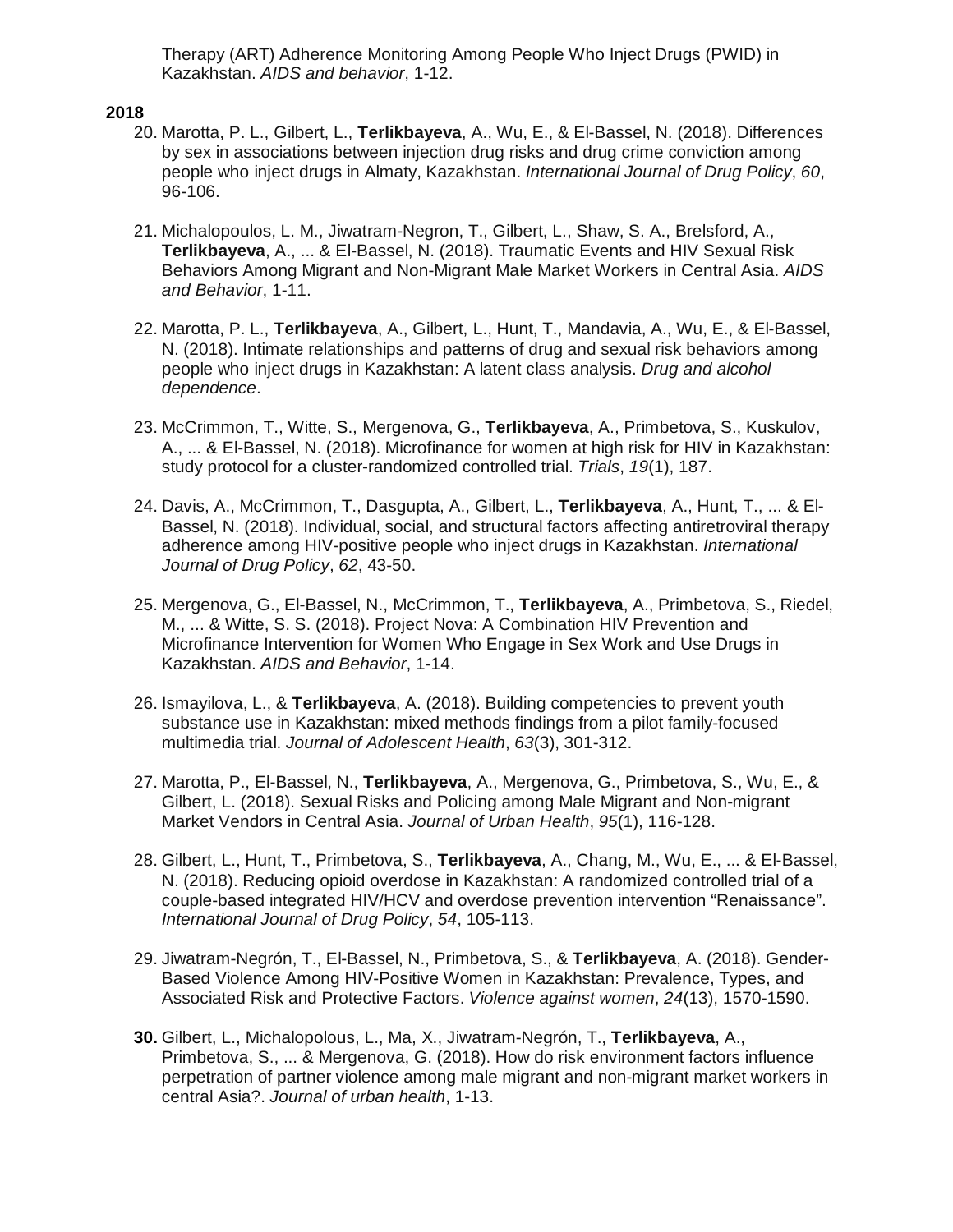Therapy (ART) Adherence Monitoring Among People Who Inject Drugs (PWID) in Kazakhstan. *AIDS and behavior*, 1-12.

**2018**

20. Marotta, P. L., Gilbert, L., **Terlikbayeva**, A., Wu, E., & El-Bassel, N. (2018). Differences by sex in associations between injection drug risks and drug crime conviction among people who inject drugs in Almaty, Kazakhstan. *International Journal of Drug Policy*, *60*, 96-106.

21. Michalopoulos, L. M., Jiwatram-Negron, T., Gilbert, L., Shaw, S. A., Brelsford, A., **Terlikbayeva**, A., ... & El-Bassel, N. (2018). Traumatic Events and HIV Sexual Risk Behaviors Among Migrant and Non-Migrant Male Market Workers in Central Asia. *AIDS and Behavior*, 1-11.

22. Marotta, P. L., **Terlikbayeva**, A., Gilbert, L., Hunt, T., Mandavia, A., Wu, E., & El-Bassel, N. (2018). Intimate relationships and patterns of drug and sexual risk behaviors among people who inject drugs in Kazakhstan: A latent class analysis. *Drug and alcohol dependence*.

23. McCrimmon, T., Witte, S., Mergenova, G., **Terlikbayeva**, A., Primbetova, S., Kuskulov, A., ... & El-Bassel, N. (2018). Microfinance for women at high risk for HIV in Kazakhstan: study protocol for a cluster-randomized controlled trial. *Trials*, *19*(1), 187.

24. Davis, A., McCrimmon, T., Dasgupta, A., Gilbert, L., **Terlikbayeva**, A., Hunt, T., ... & El-Bassel, N. (2018). Individual, social, and structural factors affecting antiretroviral therapy adherence among HIV-positive people who inject drugs in Kazakhstan. *International Journal of Drug Policy*, *62*, 43-50.

25. Mergenova, G., El-Bassel, N., McCrimmon, T., **Terlikbayeva**, A., Primbetova, S., Riedel, M., ... & Witte, S. S. (2018). Project Nova: A Combination HIV Prevention and Microfinance Intervention for Women Who Engage in Sex Work and Use Drugs in Kazakhstan. *AIDS and Behavior*, 1-14.

26. Ismayilova, L., & **Terlikbayeva**, A. (2018). Building competencies to prevent youth substance use in Kazakhstan: mixed methods findings from a pilot family-focused multimedia trial. *Journal of Adolescent Health*, *63*(3), 301-312.

27. Marotta, P., El-Bassel, N., **Terlikbayeva**, A., Mergenova, G., Primbetova, S., Wu, E., & Gilbert, L. (2018). Sexual Risks and Policing among Male Migrant and Non-migrant Market Vendors in Central Asia. *Journal of Urban Health*, *95*(1), 116-128.

28. Gilbert, L., Hunt, T., Primbetova, S., **Terlikbayeva**, A., Chang, M., Wu, E., ... & El-Bassel, N. (2018). Reducing opioid overdose in Kazakhstan: A randomized controlled trial of a couple-based integrated HIV/HCV and overdose prevention intervention "Renaissance". *International Journal of Drug Policy*, *54*, 105-113.

29. Jiwatram-Negrón, T., El-Bassel, N., Primbetova, S., & **Terlikbayeva**, A. (2018). Gender-Based Violence Among HIV-Positive Women in Kazakhstan: Prevalence, Types, and Associated Risk and Protective Factors. *Violence against women*, *24*(13), 1570-1590.

30. Gilbert, L., Michalopolous, L., Ma, X., Jiwatram-Negrón, T., **Terlikbayeva**, A., Primbetova, S., ... & Mergenova, G. (2018). How do risk environment factors influence perpetration of partner violence among male migrant and non-migrant market workers in central Asia?. *Journal of urban health*, 1-13.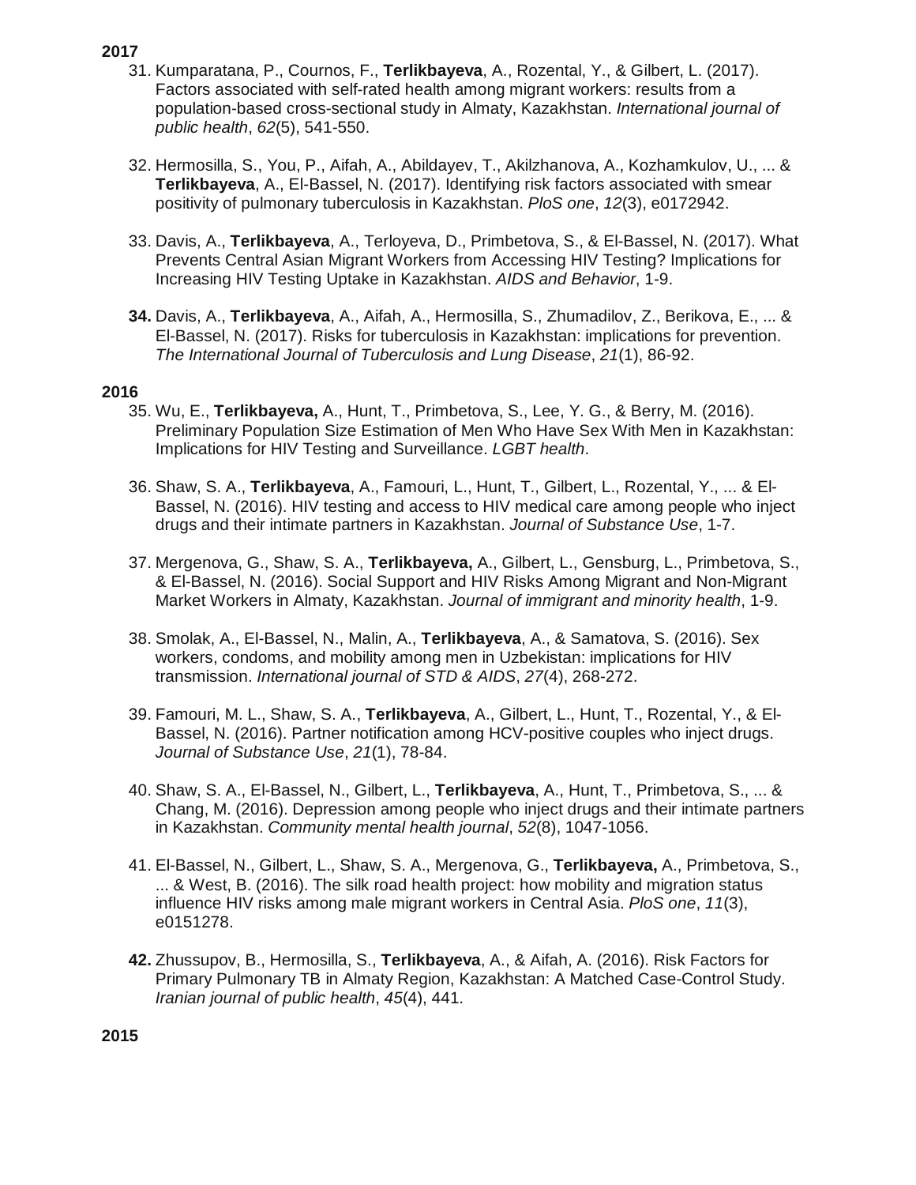**2017**

31. Kumparatana, P., Cournos, F., **Terlikbayeva**, A., Rozental, Y., & Gilbert, L. (2017). Factors associated with self-rated health among migrant workers: results from a population-based cross-sectional study in Almaty, Kazakhstan. *International journal of public health*, *62*(5), 541-550.

32. Hermosilla, S., You, P., Aifah, A., Abildayev, T., Akilzhanova, A., Kozhamkulov, U., ... & **Terlikbayeva**, A., El-Bassel, N. (2017). Identifying risk factors associated with smear positivity of pulmonary tuberculosis in Kazakhstan. *PloS one*, *12*(3), e0172942.

33. Davis, A., **Terlikbayeva**, A., Terloyeva, D., Primbetova, S., & El-Bassel, N. (2017). What Prevents Central Asian Migrant Workers from Accessing HIV Testing? Implications for Increasing HIV Testing Uptake in Kazakhstan. *AIDS and Behavior*, 1-9.

**34.** Davis, A., **Terlikbayeva**, A., Aifah, A., Hermosilla, S., Zhumadilov, Z., Berikova, E., ... & El-Bassel, N. (2017). Risks for tuberculosis in Kazakhstan: implications for prevention. *The International Journal of Tuberculosis and Lung Disease*, *21*(1), 86-92.

**2016**

35. Wu, E., **Terlikbayeva,** A., Hunt, T., Primbetova, S., Lee, Y. G., & Berry, M. (2016). Preliminary Population Size Estimation of Men Who Have Sex With Men in Kazakhstan: Implications for HIV Testing and Surveillance. *LGBT health*.

36. Shaw, S. A., **Terlikbayeva**, A., Famouri, L., Hunt, T., Gilbert, L., Rozental, Y., ... & El-Bassel, N. (2016). HIV testing and access to HIV medical care among people who inject drugs and their intimate partners in Kazakhstan. *Journal of Substance Use*, 1-7.

37. Mergenova, G., Shaw, S. A., **Terlikbayeva,** A., Gilbert, L., Gensburg, L., Primbetova, S., & El-Bassel, N. (2016). Social Support and HIV Risks Among Migrant and Non-Migrant Market Workers in Almaty, Kazakhstan. *Journal of immigrant and minority health*, 1-9.

38. Smolak, A., El-Bassel, N., Malin, A., **Terlikbayeva**, A., & Samatova, S. (2016). Sex workers, condoms, and mobility among men in Uzbekistan: implications for HIV transmission. *International journal of STD & AIDS*, *27*(4), 268-272.

39. Famouri, M. L., Shaw, S. A., **Terlikbayeva**, A., Gilbert, L., Hunt, T., Rozental, Y., & El-Bassel, N. (2016). Partner notification among HCV-positive couples who inject drugs. *Journal of Substance Use*, *21*(1), 78-84.

40. Shaw, S. A., El-Bassel, N., Gilbert, L., **Terlikbayeva**, A., Hunt, T., Primbetova, S., ... & Chang, M. (2016). Depression among people who inject drugs and their intimate partners in Kazakhstan. *Community mental health journal*, *52*(8), 1047-1056.

41. El-Bassel, N., Gilbert, L., Shaw, S. A., Mergenova, G., **Terlikbayeva,** A., Primbetova, S., ... & West, B. (2016). The silk road health project: how mobility and migration status influence HIV risks among male migrant workers in Central Asia. *PloS one*, *11*(3), e0151278.

**42.** Zhussupov, B., Hermosilla, S., **Terlikbayeva**, A., & Aifah, A. (2016). Risk Factors for Primary Pulmonary TB in Almaty Region, Kazakhstan: A Matched Case-Control Study. *Iranian journal of public health*, *45*(4), 441.

**2015**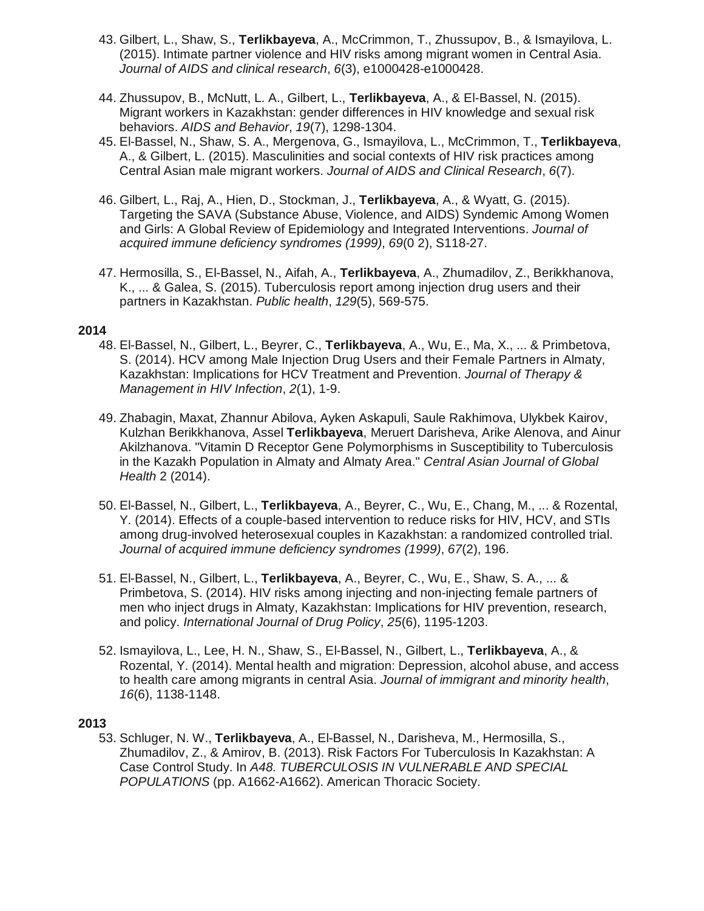43. Gilbert, L., Shaw, S., **Terlikbayeva**, A., McCrimmon, T., Zhussupov, B., & Ismayilova, L. (2015). Intimate partner violence and HIV risks among migrant women in Central Asia. *Journal of AIDS and clinical research*, *6*(3), e1000428-e1000428.

44. Zhussupov, B., McNutt, L. A., Gilbert, L., **Terlikbayeva**, A., & El-Bassel, N. (2015). Migrant workers in Kazakhstan: gender differences in HIV knowledge and sexual risk behaviors. *AIDS and Behavior*, *19*(7), 1298-1304.

45. El-Bassel, N., Shaw, S. A., Mergenova, G., Ismayilova, L., McCrimmon, T., **Terlikbayeva**, A., & Gilbert, L. (2015). Masculinities and social contexts of HIV risk practices among Central Asian male migrant workers. *Journal of AIDS and Clinical Research*, *6*(7).

46. Gilbert, L., Raj, A., Hien, D., Stockman, J., **Terlikbayeva**, A., & Wyatt, G. (2015). Targeting the SAVA (Substance Abuse, Violence, and AIDS) Syndemic Among Women and Girls: A Global Review of Epidemiology and Integrated Interventions. *Journal of acquired immune deficiency syndromes (1999)*, *69*(0 2), S118-27.

47. Hermosilla, S., El-Bassel, N., Aifah, A., **Terlikbayeva**, A., Zhumadilov, Z., Berikkhanova, K., ... & Galea, S. (2015). Tuberculosis report among injection drug users and their partners in Kazakhstan. *Public health*, *129*(5), 569-575.

**2014**

48. El-Bassel, N., Gilbert, L., Beyrer, C., **Terlikbayeva**, A., Wu, E., Ma, X., ... & Primbetova, S. (2014). HCV among Male Injection Drug Users and their Female Partners in Almaty, Kazakhstan: Implications for HCV Treatment and Prevention. *Journal of Therapy & Management in HIV Infection*, *2*(1), 1-9.

49. Zhabagin, Maxat, Zhannur Abilova, Ayken Askapuli, Saule Rakhimova, Ulykbek Kairov, Kulzhan Berikkhanova, Assel **Terlikbayeva**, Meruert Darisheva, Arike Alenova, and Ainur Akilzhanova. "Vitamin D Receptor Gene Polymorphisms in Susceptibility to Tuberculosis in the Kazakh Population in Almaty and Almaty Area." *Central Asian Journal of Global Health* 2 (2014).

50. El-Bassel, N., Gilbert, L., **Terlikbayeva**, A., Beyrer, C., Wu, E., Chang, M., ... & Rozental, Y. (2014). Effects of a couple-based intervention to reduce risks for HIV, HCV, and STIs among drug-involved heterosexual couples in Kazakhstan: a randomized controlled trial. *Journal of acquired immune deficiency syndromes (1999)*, *67*(2), 196.

51. El-Bassel, N., Gilbert, L., **Terlikbayeva**, A., Beyrer, C., Wu, E., Shaw, S. A., ... & Primbetova, S. (2014). HIV risks among injecting and non-injecting female partners of men who inject drugs in Almaty, Kazakhstan: Implications for HIV prevention, research, and policy. *International Journal of Drug Policy*, *25*(6), 1195-1203.

52. Ismayilova, L., Lee, H. N., Shaw, S., El-Bassel, N., Gilbert, L., **Terlikbayeva**, A., & Rozental, Y. (2014). Mental health and migration: Depression, alcohol abuse, and access to health care among migrants in central Asia. *Journal of immigrant and minority health*, *16*(6), 1138-1148.

**2013**

53. Schluger, N. W., **Terlikbayeva**, A., El-Bassel, N., Darisheva, M., Hermosilla, S., Zhumadilov, Z., & Amirov, B. (2013). Risk Factors For Tuberculosis In Kazakhstan: A Case Control Study. In *A48. TUBERCULOSIS IN VULNERABLE AND SPECIAL POPULATIONS* (pp. A1662-A1662). American Thoracic Society.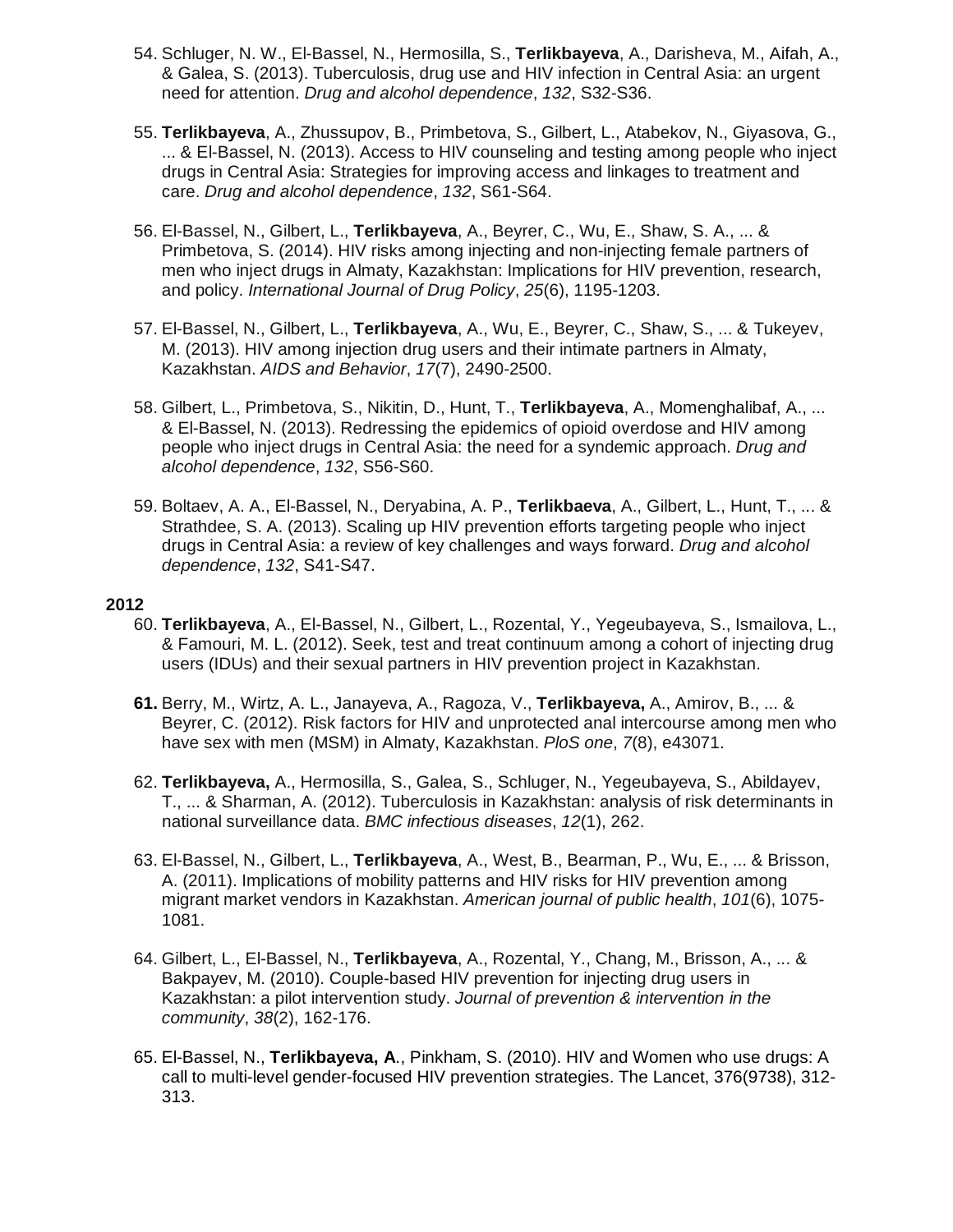54. Schluger, N. W., El-Bassel, N., Hermosilla, S., **Terlikbayeva**, A., Darisheva, M., Aifah, A., & Galea, S. (2013). Tuberculosis, drug use and HIV infection in Central Asia: an urgent need for attention. *Drug and alcohol dependence*, *132*, S32-S36.

55. **Terlikbayeva**, A., Zhussupov, B., Primbetova, S., Gilbert, L., Atabekov, N., Giyasova, G., ... & El-Bassel, N. (2013). Access to HIV counseling and testing among people who inject drugs in Central Asia: Strategies for improving access and linkages to treatment and care. *Drug and alcohol dependence*, *132*, S61-S64.

56. El-Bassel, N., Gilbert, L., **Terlikbayeva**, A., Beyrer, C., Wu, E., Shaw, S. A., ... & Primbetova, S. (2014). HIV risks among injecting and non-injecting female partners of men who inject drugs in Almaty, Kazakhstan: Implications for HIV prevention, research, and policy. *International Journal of Drug Policy*, *25*(6), 1195-1203.

57. El-Bassel, N., Gilbert, L., **Terlikbayeva**, A., Wu, E., Beyrer, C., Shaw, S., ... & Tukeyev, M. (2013). HIV among injection drug users and their intimate partners in Almaty, Kazakhstan. *AIDS and Behavior*, *17*(7), 2490-2500.

58. Gilbert, L., Primbetova, S., Nikitin, D., Hunt, T., **Terlikbayeva**, A., Momenghalibaf, A., ... & El-Bassel, N. (2013). Redressing the epidemics of opioid overdose and HIV among people who inject drugs in Central Asia: the need for a syndemic approach. *Drug and alcohol dependence*, *132*, S56-S60.

59. Boltaev, A. A., El-Bassel, N., Deryabina, A. P., **Terlikbaeva**, A., Gilbert, L., Hunt, T., ... & Strathdee, S. A. (2013). Scaling up HIV prevention efforts targeting people who inject drugs in Central Asia: a review of key challenges and ways forward. *Drug and alcohol dependence*, *132*, S41-S47.

**2012**

60. **Terlikbayeva**, A., El-Bassel, N., Gilbert, L., Rozental, Y., Yegeubayeva, S., Ismailova, L., & Famouri, M. L. (2012). Seek, test and treat continuum among a cohort of injecting drug users (IDUs) and their sexual partners in HIV prevention project in Kazakhstan.

61. Berry, M., Wirtz, A. L., Janayeva, A., Ragoza, V., **Terlikbayeva,** A., Amirov, B., ... & Beyrer, C. (2012). Risk factors for HIV and unprotected anal intercourse among men who have sex with men (MSM) in Almaty, Kazakhstan. *PloS one*, *7*(8), e43071.

62. **Terlikbayeva,** A., Hermosilla, S., Galea, S., Schluger, N., Yegeubayeva, S., Abildayev, T., ... & Sharman, A. (2012). Tuberculosis in Kazakhstan: analysis of risk determinants in national surveillance data. *BMC infectious diseases*, *12*(1), 262.

63. El-Bassel, N., Gilbert, L., **Terlikbayeva**, A., West, B., Bearman, P., Wu, E., ... & Brisson, A. (2011). Implications of mobility patterns and HIV risks for HIV prevention among migrant market vendors in Kazakhstan. *American journal of public health*, *101*(6), 1075-1081.

64. Gilbert, L., El-Bassel, N., **Terlikbayeva**, A., Rozental, Y., Chang, M., Brisson, A., ... & Bakpayev, M. (2010). Couple-based HIV prevention for injecting drug users in Kazakhstan: a pilot intervention study. *Journal of prevention & intervention in the community*, *38*(2), 162-176.

65. El-Bassel, N., **Terlikbayeva, A**., Pinkham, S. (2010). HIV and Women who use drugs: A call to multi-level gender-focused HIV prevention strategies. The Lancet, 376(9738), 312-313.